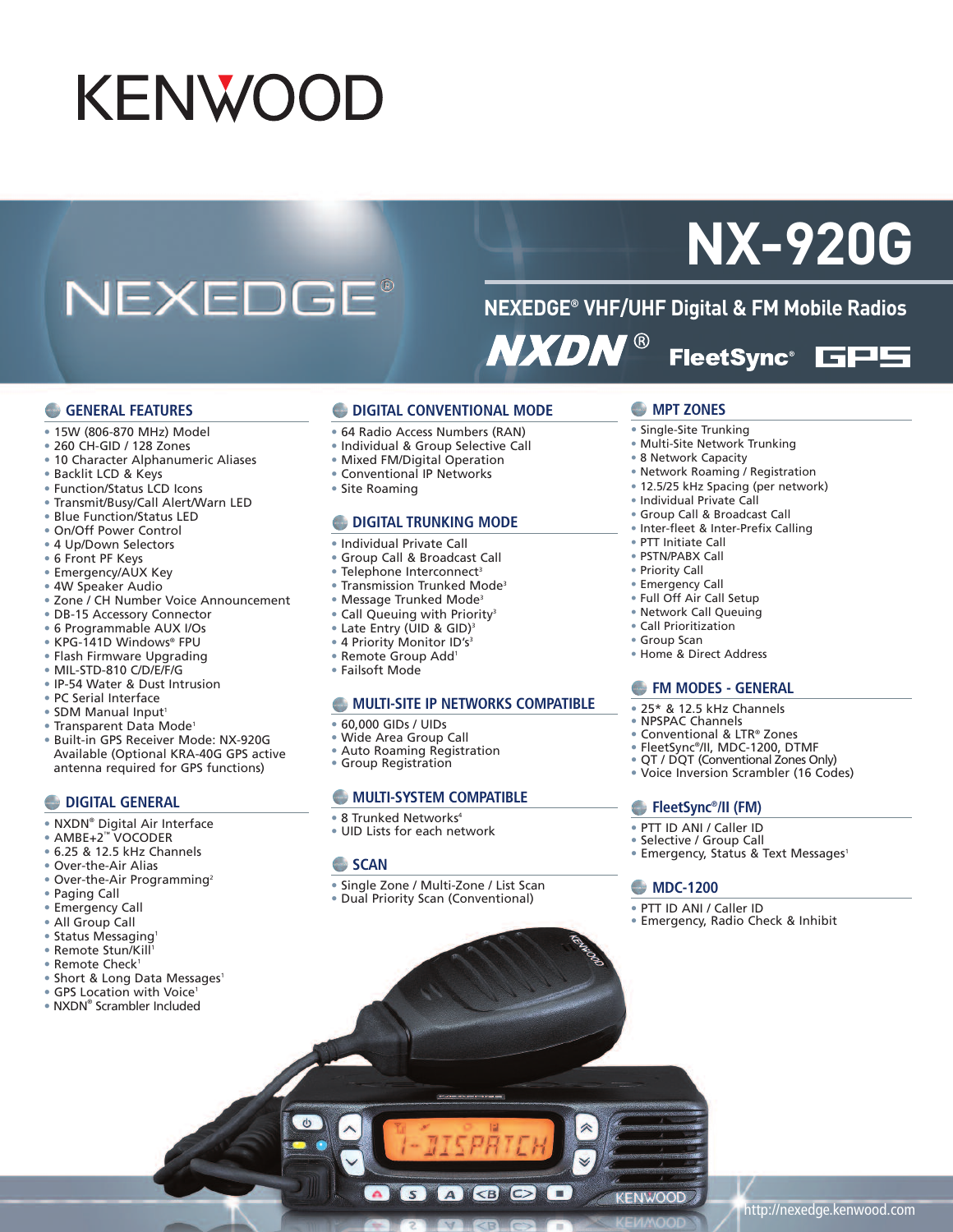# KENWOOD

# NEXEDGE®

# NX-920G

## NEXEDGE® VHF/UHF Digital & FM Mobile Radios

NXDN® FleetSync® GPS

### GENERAL FEATURES

- 15W (806-870 MHz) Model
- 260 CH-GID / 128 Zones
- 10 Character Alphanumeric Aliases
- Backlit LCD & Keys
- Function/Status LCD Icons
- Transmit/Busy/Call Alert/Warn LED
- Blue Function/Status LED
- On/Off Power Control
- 4 Up/Down Selectors
- 6 Front PF Keys
- Emergency/AUX Key
- 4W Speaker Audio
- Zone / CH Number Voice Announcement
- DB-15 Accessory Connector
- 6 Programmable AUX I/Os
- KPG-141D Windows® FPU
- Flash Firmware Upgrading
- MIL-STD-810 C/D/E/F/G
- IP-54 Water & Dust Intrusion
- PC Serial Interface
- SDM Manual Input[1]
- Transparent Data Mode[1]
- Built-in GPS Receiver Mode: NX-920G Available (Optional KRA-40G GPS active antenna required for GPS functions)

### DIGITAL GENERAL

- NXDN® Digital Air Interface
- AMBE+2™ VOCODER
- 6.25 & 12.5 kHz Channels
- Over-the-Air Alias
- Over-the-Air Programming[2]
- Paging Call
- Emergency Call
- All Group Call
- Status Messaging[1]
- Remote Stun/Kill[1]
- Remote Check[1]
- Short & Long Data Messages[1]
- GPS Location with Voice[1]
- NXDN® Scrambler Included

### DIGITAL CONVENTIONAL MODE

- 64 Radio Access Numbers (RAN)
- Individual & Group Selective Call
- Mixed FM/Digital Operation
- Conventional IP Networks
- Site Roaming

### DIGITAL TRUNKING MODE

- Individual Private Call
- Group Call & Broadcast Call
- Telephone Interconnect[3]
- Transmission Trunked Mode[3]
- Message Trunked Mode[3]
- Call Queuing with Priority[3]
- Late Entry (UID & GID)[3]
- 4 Priority Monitor ID's[3]
- Remote Group Add[1]
- Failsoft Mode

### MULTI-SITE IP NETWORKS COMPATIBLE

- 60,000 GIDs / UIDs
- Wide Area Group Call
- Auto Roaming Registration
- Group Registration

### MULTI-SYSTEM COMPATIBLE

- 8 Trunked Networks[4]
- UID Lists for each network

### SCAN

- Single Zone / Multi-Zone / List Scan
- Dual Priority Scan (Conventional)

### MPT ZONES

- Single-Site Trunking
- Multi-Site Network Trunking
- 8 Network Capacity
- Network Roaming / Registration
- 12.5/25 kHz Spacing (per network)
- Individual Private Call
- Group Call & Broadcast Call
- Inter-fleet & Inter-Prefix Calling
- PTT Initiate Call
- PSTN/PABX Call
- Priority Call
- Emergency Call
- Full Off Air Call Setup
- Network Call Queuing
- Call Prioritization
- Group Scan
- Home & Direct Address

### FM MODES - GENERAL

- 25* & 12.5 kHz Channels
- NPSPAC Channels
- Conventional & LTR® Zones
- FleetSync®/II, MDC-1200, DTMF
- QT / DQT (Conventional Zones Only)
- Voice Inversion Scrambler (16 Codes)

### FleetSync®/II (FM)

- PTT ID ANI / Caller ID
- Selective / Group Call
- Emergency, Status & Text Messages[1]

### MDC-1200

- PTT ID ANI / Caller ID
- Emergency, Radio Check & Inhibit

http://nexedge.kenwood.com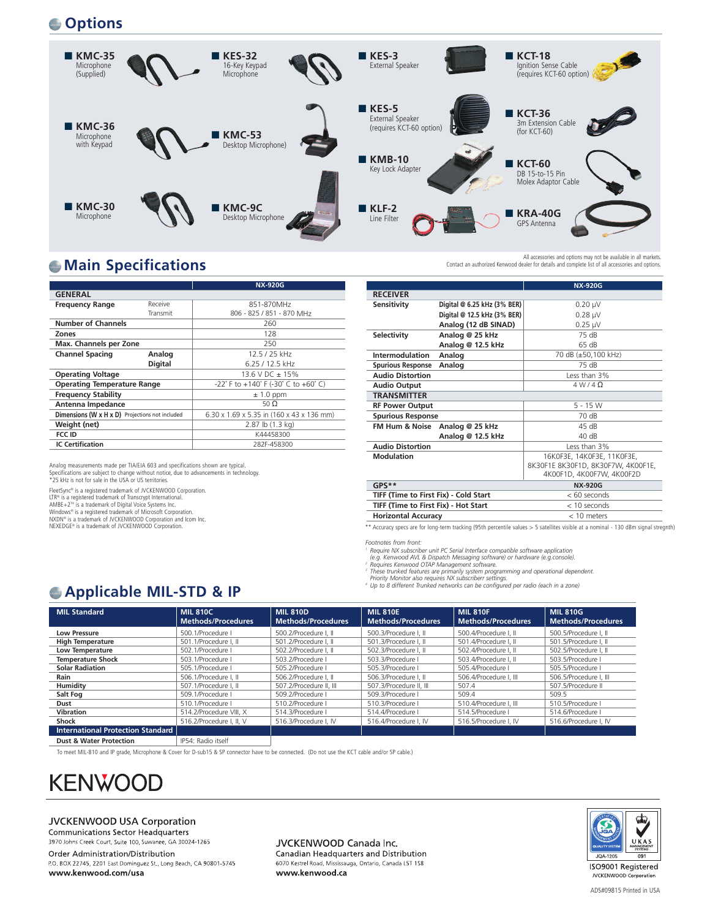## Options

- **KMC-35** Microphone (Supplied)
- **KES-32** 16-Key Keypad Microphone
- **KES-3** External Speaker
- **KCT-18** Ignition Sense Cable (requires KCT-60 option)
- **KMC-36** Microphone with Keypad
- **KMC-53** Desktop Microphone)
- **KES-5** External Speaker (requires KCT-60 option)
- **KCT-36** 3m Extension Cable (for KCT-60)
- **KMB-10** Key Lock Adapter
- **KCT-60** DB 15-to-15 Pin Molex Adaptor Cable
- **KMC-30** Microphone
- **KMC-9C** Desktop Microphone
- **KLF-2** Line Filter
- **KRA-40G** GPS Antenna

All accessories and options may not be available in all markets.
Contact an authorized Kenwood dealer for details and complete list of all accessories and options.

## Main Specifications

| | | NX-920G |
|---|---|---|
| **GENERAL** | | |
| **Frequency Range** | Receive | 851-870MHz |
| | Transmit | 806 - 825 / 851 - 870 MHz |
| **Number of Channels** | | 260 |
| **Zones** | | 128 |
| **Max. Channels per Zone** | | 250 |
| **Channel Spacing** | **Analog** | 12.5 / 25 kHz |
| | **Digital** | 6.25 / 12.5 kHz |
| **Operating Voltage** | | 13.6 V DC ± 15% |
| **Operating Temperature Range** | | -22° F to +140° F (-30° C to +60° C) |
| **Frequency Stability** | | ± 1.0 ppm |
| **Antenna Impedance** | | 50 Ω |
| **Dimensions (W x H x D)** Projections not included | | 6.30 x 1.69 x 5.35 in (160 x 43 x 136 mm) |
| **Weight (net)** | | 2.87 lb (1.3 kg) |
| **FCC ID** | | K44458300 |
| **IC Certification** | | 282F-458300 |

Analog measurements made per TIA/EIA 603 and specifications shown are typical.
Specifications are subject to change without notice, due to advancements in technology.
*25 kHz is not for sale in the USA or US territories.

FleetSync® is a registered trademark of JVCKENWOOD Corporation.
LTR® is a registered trademark of Transcript International.
AMBE+2™ is a trademark of Digital Voice Systems Inc.
Windows® is a registered trademark of Microsoft Corporation.
NXDN® is a trademark of JVCKENWOOD Corporation and Icom Inc.
NEXEDGE® is a trademark of JVCKENWOOD Corporation.

| | | NX-920G |
|---|---|---|
| **RECEIVER** | | |
| **Sensitivity** | **Digital @ 6.25 kHz (3% BER)** | 0.20 µV |
| | **Digital @ 12.5 kHz (3% BER)** | 0.28 µV |
| | **Analog (12 dB SINAD)** | 0.25 µV |
| **Selectivity** | **Analog @ 25 kHz** | 75 dB |
| | **Analog @ 12.5 kHz** | 65 dB |
| **Intermodulation** | **Analog** | 70 dB (±50,100 kHz) |
| **Spurious Response** | **Analog** | 75 dB |
| **Audio Distortion** | | Less than 3% |
| **Audio Output** | | 4 W / 4 Ω |
| **TRANSMITTER** | | |
| **RF Power Output** | | 5 - 15 W |
| **Spurious Response** | | 70 dB |
| **FM Hum & Noise** | **Analog @ 25 kHz** | 45 dB |
| | **Analog @ 12.5 kHz** | 40 dB |
| **Audio Distortion** | | Less than 3% |
| **Modulation** | | 16K0F3E, 14K0F3E, 11K0F3E, 8K30F1E 8K30F1D, 8K30F7W, 4K00F1E, 4K00F1D, 4K00F7W, 4K00F2D |
| **GPS**** | | **NX-920G** |
| **TIFF (Time to First Fix) - Cold Start** | | < 60 seconds |
| **TIFF (Time to First Fix) - Hot Start** | | < 10 seconds |
| **Horizontal Accuracy** | | < 10 meters |

** Accuracy specs are for long-term tracking (95th percentile values > 5 satellites visible at a nominal - 130 dBm signal stregnth)

*Footnotes from front:*
*[1] Require NX subscriber unit PC Serial Interface compatible software application (e.g. Kenwood AVL & Dispatch Messaging software) or hardware (e.g.console).*
*[2] Requires Kenwood OTAP Management software.*
*[3] These trunked features are primarily system programming and operational dependent. Priority Monitor also requires NX subscriberr settings.*
*[4] Up to 8 different Trunked networks can be configured per radio (each in a zone)*

## Applicable MIL-STD & IP

| MIL Standard | MIL 810C Methods/Procedures | MIL 810D Methods/Procedures | MIL 810E Methods/Procedures | MIL 810F Methods/Procedures | MIL 810G Methods/Procedures |
|---|---|---|---|---|---|
| **Low Pressure** | 500.1/Procedure I | 500.2/Procedure I, II | 500.3/Procedure I, II | 500.4/Procedure I, II | 500.5/Procedure I, II |
| **High Temperature** | 501.1/Procedure I, II | 501.2/Procedure I, II | 501.3/Procedure I, II | 501.4/Procedure I, II | 501.5/Procedure I, II |
| **Low Temperature** | 502.1/Procedure I | 502.2/Procedure I, II | 502.3/Procedure I, II | 502.4/Procedure I, II | 502.5/Procedure I, II |
| **Temperature Shock** | 503.1/Procedure I | 503.2/Procedure I | 503.3/Procedure I | 503.4/Procedure I, II | 503.5/Procedure I |
| **Solar Radiation** | 505.1/Procedure I | 505.2/Procedure I | 505.3/Procedure I | 505.4/Procedure I | 505.5/Procedure I |
| **Rain** | 506.1/Procedure I, II | 506.2/Procedure I, II | 506.3/Procedure I, II | 506.4/Procedure I, III | 506.5/Procedure I, III |
| **Humidity** | 507.1/Procedure I, II | 507.2/Procedure II, III | 507.3/Procedure II, III | 507.4 | 507.5/Procedure II |
| **Salt Fog** | 509.1/Procedure I | 509.2/Procedure I | 509.3/Procedure I | 509.4 | 509.5 |
| **Dust** | 510.1/Procedure I | 510.2/Procedure I | 510.3/Procedure I | 510.4/Procedure I, III | 510.5/Procedure I |
| **Vibration** | 514.2/Procedure VIII, X | 514.3/Procedure I | 514.4/Procedure I | 514.5/Procedure I | 514.6/Procedure I |
| **Shock** | 516.2/Procedure I, II, V | 516.3/Procedure I, IV | 516.4/Procedure I, IV | 516.5/Procedure I, IV | 516.6/Procedure I, IV |
| **International Protection Standard** | | | | | |
| **Dust & Water Protection** | IP54: Radio itself | | | | |

To meet MIL-810 and IP grade, Microphone & Cover for D-sub15 & SP connector have to be connected. (Do not use the KCT cable and/or SP cable.)

KENWOOD

**JVCKENWOOD USA Corporation**
Communications Sector Headquarters
3970 Johns Creek Court, Suite 100, Suwanee, GA 30024-1265
Order Administration/Distribution
P.O. BOX 22745, 2201 East Dominguez St., Long Beach, CA 90801-5745
**www.kenwood.com/usa**

**JVCKENWOOD Canada Inc.**
Canadian Headquarters and Distribution
6070 Kestrel Road, Mississauga, Ontario, Canada L5T 1S8
**www.kenwood.ca**

JQA-1205 091
ISO9001 Registered
JVCKENWOOD Corporation

ADS#09815 Printed in USA